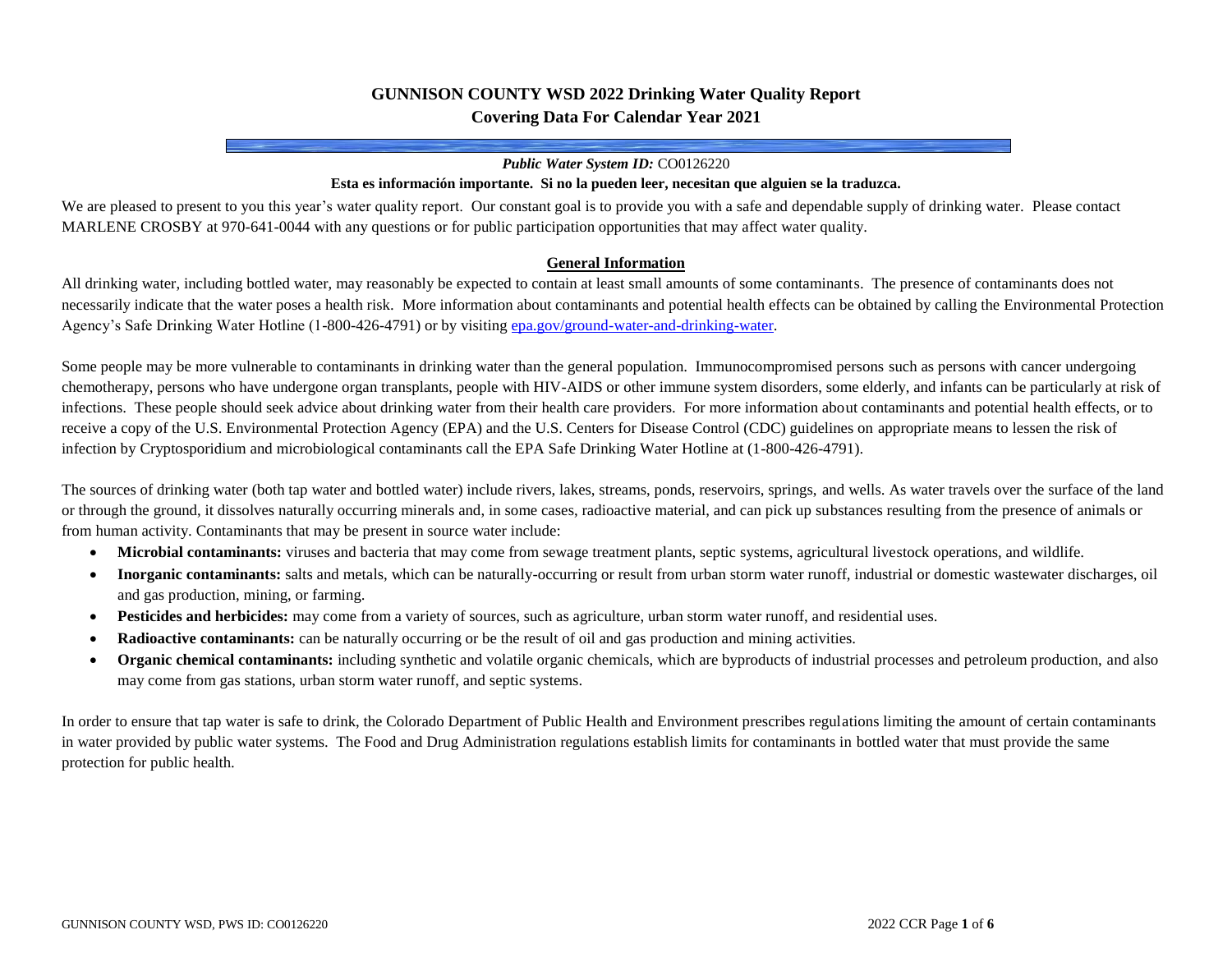# GUNNISON COUNTY WSD 2022 Drinking Water Quality Report
## Covering Data For Calendar Year 2021

***Public Water System ID:*** CO0126220

**Esta es información importante. Si no la pueden leer, necesitan que alguien se la traduzca.**

We are pleased to present to you this year's water quality report. Our constant goal is to provide you with a safe and dependable supply of drinking water. Please contact MARLENE CROSBY at 970-641-0044 with any questions or for public participation opportunities that may affect water quality.

### General Information

All drinking water, including bottled water, may reasonably be expected to contain at least small amounts of some contaminants. The presence of contaminants does not necessarily indicate that the water poses a health risk. More information about contaminants and potential health effects can be obtained by calling the Environmental Protection Agency's Safe Drinking Water Hotline (1-800-426-4791) or by visiting epa.gov/ground-water-and-drinking-water.

Some people may be more vulnerable to contaminants in drinking water than the general population. Immunocompromised persons such as persons with cancer undergoing chemotherapy, persons who have undergone organ transplants, people with HIV-AIDS or other immune system disorders, some elderly, and infants can be particularly at risk of infections. These people should seek advice about drinking water from their health care providers. For more information about contaminants and potential health effects, or to receive a copy of the U.S. Environmental Protection Agency (EPA) and the U.S. Centers for Disease Control (CDC) guidelines on appropriate means to lessen the risk of infection by Cryptosporidium and microbiological contaminants call the EPA Safe Drinking Water Hotline at (1-800-426-4791).

The sources of drinking water (both tap water and bottled water) include rivers, lakes, streams, ponds, reservoirs, springs, and wells. As water travels over the surface of the land or through the ground, it dissolves naturally occurring minerals and, in some cases, radioactive material, and can pick up substances resulting from the presence of animals or from human activity. Contaminants that may be present in source water include:

- **Microbial contaminants:** viruses and bacteria that may come from sewage treatment plants, septic systems, agricultural livestock operations, and wildlife.
- **Inorganic contaminants:** salts and metals, which can be naturally-occurring or result from urban storm water runoff, industrial or domestic wastewater discharges, oil and gas production, mining, or farming.
- **Pesticides and herbicides:** may come from a variety of sources, such as agriculture, urban storm water runoff, and residential uses.
- **Radioactive contaminants:** can be naturally occurring or be the result of oil and gas production and mining activities.
- **Organic chemical contaminants:** including synthetic and volatile organic chemicals, which are byproducts of industrial processes and petroleum production, and also may come from gas stations, urban storm water runoff, and septic systems.

In order to ensure that tap water is safe to drink, the Colorado Department of Public Health and Environment prescribes regulations limiting the amount of certain contaminants in water provided by public water systems. The Food and Drug Administration regulations establish limits for contaminants in bottled water that must provide the same protection for public health.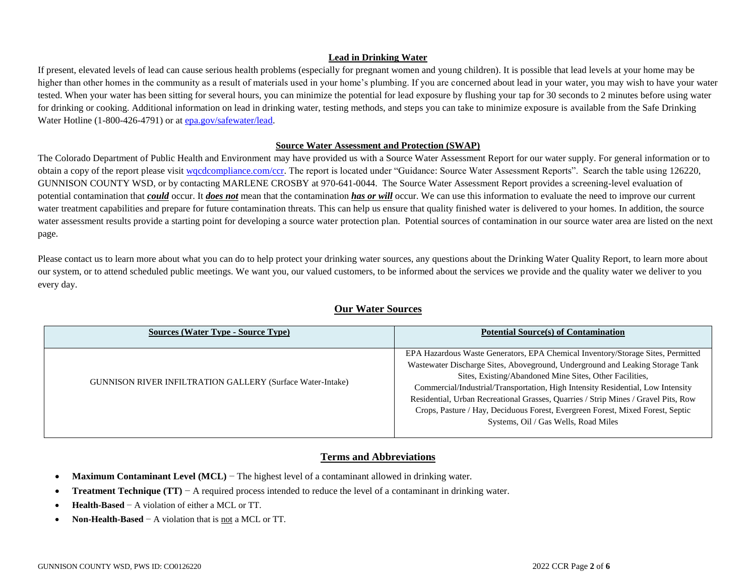## Lead in Drinking Water

If present, elevated levels of lead can cause serious health problems (especially for pregnant women and young children). It is possible that lead levels at your home may be higher than other homes in the community as a result of materials used in your home's plumbing. If you are concerned about lead in your water, you may wish to have your water tested. When your water has been sitting for several hours, you can minimize the potential for lead exposure by flushing your tap for 30 seconds to 2 minutes before using water for drinking or cooking. Additional information on lead in drinking water, testing methods, and steps you can take to minimize exposure is available from the Safe Drinking Water Hotline (1-800-426-4791) or at epa.gov/safewater/lead.

## Source Water Assessment and Protection (SWAP)

The Colorado Department of Public Health and Environment may have provided us with a Source Water Assessment Report for our water supply. For general information or to obtain a copy of the report please visit wqcdcompliance.com/ccr. The report is located under "Guidance: Source Water Assessment Reports". Search the table using 126220, GUNNISON COUNTY WSD, or by contacting MARLENE CROSBY at 970-641-0044. The Source Water Assessment Report provides a screening-level evaluation of potential contamination that ***could*** occur. It ***does not*** mean that the contamination ***has or will*** occur. We can use this information to evaluate the need to improve our current water treatment capabilities and prepare for future contamination threats. This can help us ensure that quality finished water is delivered to your homes. In addition, the source water assessment results provide a starting point for developing a source water protection plan. Potential sources of contamination in our source water area are listed on the next page.

Please contact us to learn more about what you can do to help protect your drinking water sources, any questions about the Drinking Water Quality Report, to learn more about our system, or to attend scheduled public meetings. We want you, our valued customers, to be informed about the services we provide and the quality water we deliver to you every day.

## Our Water Sources

| Sources (Water Type - Source Type) | Potential Source(s) of Contamination |
| --- | --- |
| GUNNISON RIVER INFILTRATION GALLERY (Surface Water-Intake) | EPA Hazardous Waste Generators, EPA Chemical Inventory/Storage Sites, Permitted Wastewater Discharge Sites, Aboveground, Underground and Leaking Storage Tank Sites, Existing/Abandoned Mine Sites, Other Facilities, Commercial/Industrial/Transportation, High Intensity Residential, Low Intensity Residential, Urban Recreational Grasses, Quarries / Strip Mines / Gravel Pits, Row Crops, Pasture / Hay, Deciduous Forest, Evergreen Forest, Mixed Forest, Septic Systems, Oil / Gas Wells, Road Miles |

## Terms and Abbreviations

- **Maximum Contaminant Level (MCL)** − The highest level of a contaminant allowed in drinking water.
- **Treatment Technique (TT)** − A required process intended to reduce the level of a contaminant in drinking water.
- **Health-Based** − A violation of either a MCL or TT.
- **Non-Health-Based** − A violation that is not a MCL or TT.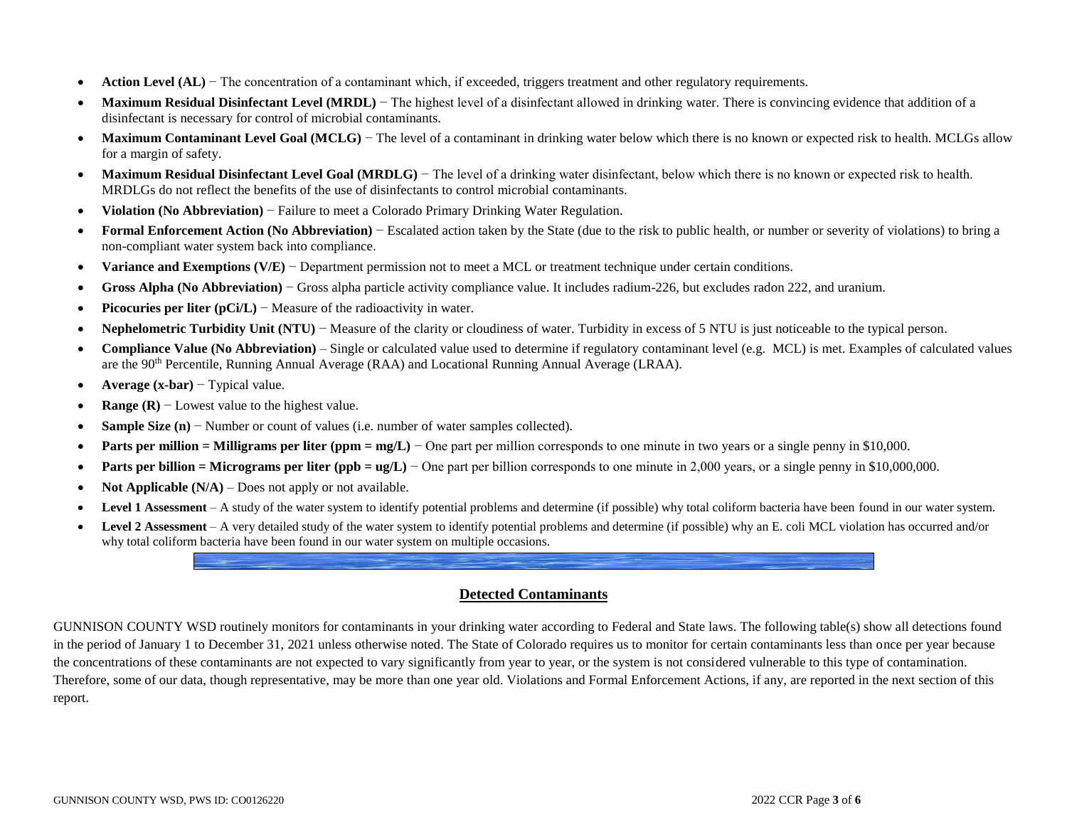- **Action Level (AL)** − The concentration of a contaminant which, if exceeded, triggers treatment and other regulatory requirements.
- **Maximum Residual Disinfectant Level (MRDL)** − The highest level of a disinfectant allowed in drinking water. There is convincing evidence that addition of a disinfectant is necessary for control of microbial contaminants.
- **Maximum Contaminant Level Goal (MCLG)** − The level of a contaminant in drinking water below which there is no known or expected risk to health. MCLGs allow for a margin of safety.
- **Maximum Residual Disinfectant Level Goal (MRDLG)** − The level of a drinking water disinfectant, below which there is no known or expected risk to health. MRDLGs do not reflect the benefits of the use of disinfectants to control microbial contaminants.
- **Violation (No Abbreviation)** − Failure to meet a Colorado Primary Drinking Water Regulation.
- **Formal Enforcement Action (No Abbreviation)** − Escalated action taken by the State (due to the risk to public health, or number or severity of violations) to bring a non-compliant water system back into compliance.
- **Variance and Exemptions (V/E)** − Department permission not to meet a MCL or treatment technique under certain conditions.
- **Gross Alpha (No Abbreviation)** − Gross alpha particle activity compliance value. It includes radium-226, but excludes radon 222, and uranium.
- **Picocuries per liter (pCi/L)** − Measure of the radioactivity in water.
- **Nephelometric Turbidity Unit (NTU)** − Measure of the clarity or cloudiness of water. Turbidity in excess of 5 NTU is just noticeable to the typical person.
- **Compliance Value (No Abbreviation)** – Single or calculated value used to determine if regulatory contaminant level (e.g. MCL) is met. Examples of calculated values are the 90th Percentile, Running Annual Average (RAA) and Locational Running Annual Average (LRAA).
- **Average (x-bar)** − Typical value.
- **Range (R)** − Lowest value to the highest value.
- **Sample Size (n)** − Number or count of values (i.e. number of water samples collected).
- **Parts per million = Milligrams per liter (ppm = mg/L)** − One part per million corresponds to one minute in two years or a single penny in $10,000.
- **Parts per billion = Micrograms per liter (ppb = ug/L)** − One part per billion corresponds to one minute in 2,000 years, or a single penny in $10,000,000.
- **Not Applicable (N/A)** – Does not apply or not available.
- **Level 1 Assessment** – A study of the water system to identify potential problems and determine (if possible) why total coliform bacteria have been found in our water system.
- **Level 2 Assessment** – A very detailed study of the water system to identify potential problems and determine (if possible) why an E. coli MCL violation has occurred and/or why total coliform bacteria have been found in our water system on multiple occasions.

## Detected Contaminants

GUNNISON COUNTY WSD routinely monitors for contaminants in your drinking water according to Federal and State laws. The following table(s) show all detections found in the period of January 1 to December 31, 2021 unless otherwise noted. The State of Colorado requires us to monitor for certain contaminants less than once per year because the concentrations of these contaminants are not expected to vary significantly from year to year, or the system is not considered vulnerable to this type of contamination. Therefore, some of our data, though representative, may be more than one year old. Violations and Formal Enforcement Actions, if any, are reported in the next section of this report.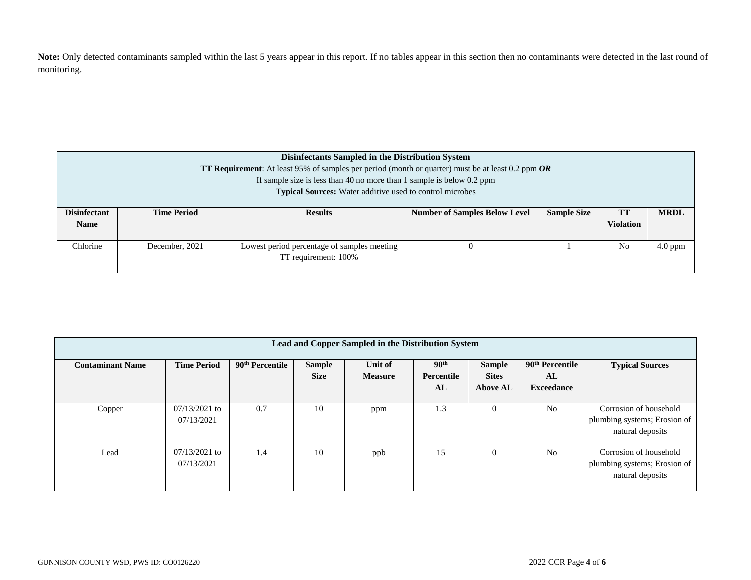**Note:** Only detected contaminants sampled within the last 5 years appear in this report. If no tables appear in this section then no contaminants were detected in the last round of monitoring.

**Disinfectants Sampled in the Distribution System**

**TT Requirement**: At least 95% of samples per period (month or quarter) must be at least 0.2 ppm ***OR***
If sample size is less than 40 no more than 1 sample is below 0.2 ppm

**Typical Sources:** Water additive used to control microbes

| Disinfectant Name | Time Period | Results | Number of Samples Below Level | Sample Size | TT Violation | MRDL |
|---|---|---|---|---|---|---|
| Chlorine | December, 2021 | Lowest period percentage of samples meeting TT requirement: 100% | 0 | 1 | No | 4.0 ppm |

**Lead and Copper Sampled in the Distribution System**

| Contaminant Name | Time Period | 90th Percentile | Sample Size | Unit of Measure | 90th Percentile AL | Sample Sites Above AL | 90th Percentile AL Exceedance | Typical Sources |
|---|---|---|---|---|---|---|---|---|
| Copper | 07/13/2021 to 07/13/2021 | 0.7 | 10 | ppm | 1.3 | 0 | No | Corrosion of household plumbing systems; Erosion of natural deposits |
| Lead | 07/13/2021 to 07/13/2021 | 1.4 | 10 | ppb | 15 | 0 | No | Corrosion of household plumbing systems; Erosion of natural deposits |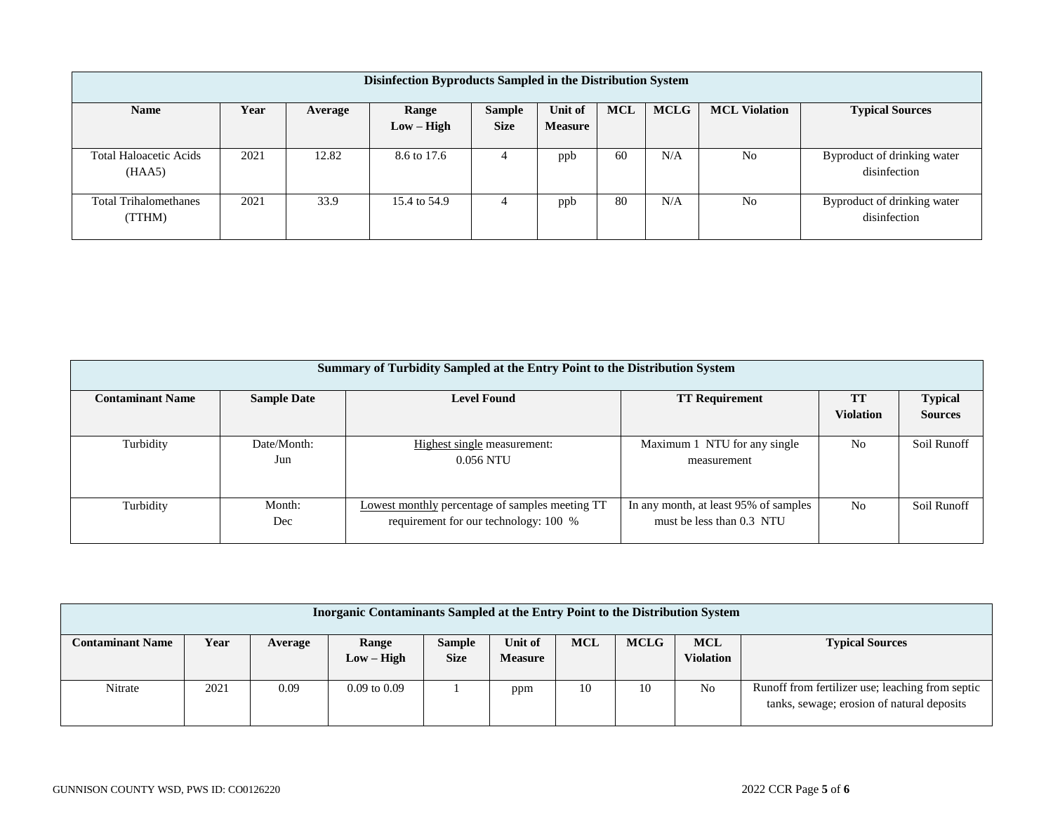| Disinfection Byproducts Sampled in the Distribution System | | | | | | | | | |
|---|---|---|---|---|---|---|---|---|---|
| **Name** | **Year** | **Average** | **Range Low – High** | **Sample Size** | **Unit of Measure** | **MCL** | **MCLG** | **MCL Violation** | **Typical Sources** |
| Total Haloacetic Acids (HAA5) | 2021 | 12.82 | 8.6 to 17.6 | 4 | ppb | 60 | N/A | No | Byproduct of drinking water disinfection |
| Total Trihalomethanes (TTHM) | 2021 | 33.9 | 15.4 to 54.9 | 4 | ppb | 80 | N/A | No | Byproduct of drinking water disinfection |

| Summary of Turbidity Sampled at the Entry Point to the Distribution System | | | | | |
|---|---|---|---|---|---|
| **Contaminant Name** | **Sample Date** | **Level Found** | **TT Requirement** | **TT Violation** | **Typical Sources** |
| Turbidity | Date/Month: Jun | Highest single measurement: 0.056 NTU | Maximum 1 NTU for any single measurement | No | Soil Runoff |
| Turbidity | Month: Dec | Lowest monthly percentage of samples meeting TT requirement for our technology: 100 % | In any month, at least 95% of samples must be less than 0.3 NTU | No | Soil Runoff |

| Inorganic Contaminants Sampled at the Entry Point to the Distribution System | | | | | | | | | |
|---|---|---|---|---|---|---|---|---|---|
| **Contaminant Name** | **Year** | **Average** | **Range Low – High** | **Sample Size** | **Unit of Measure** | **MCL** | **MCLG** | **MCL Violation** | **Typical Sources** |
| Nitrate | 2021 | 0.09 | 0.09 to 0.09 | 1 | ppm | 10 | 10 | No | Runoff from fertilizer use; leaching from septic tanks, sewage; erosion of natural deposits |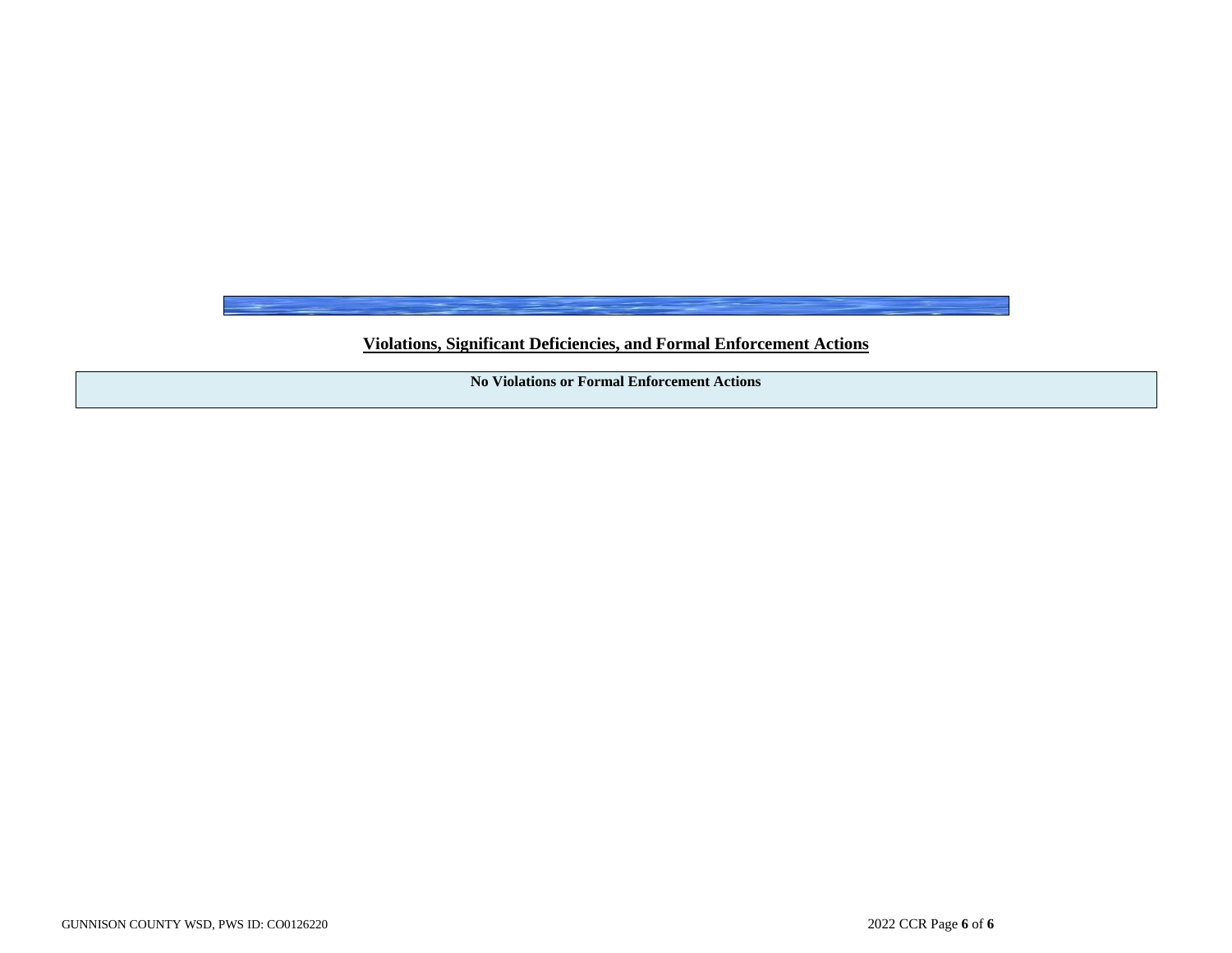## Violations, Significant Deficiencies, and Formal Enforcement Actions

| **No Violations or Formal Enforcement Actions** |
|---|